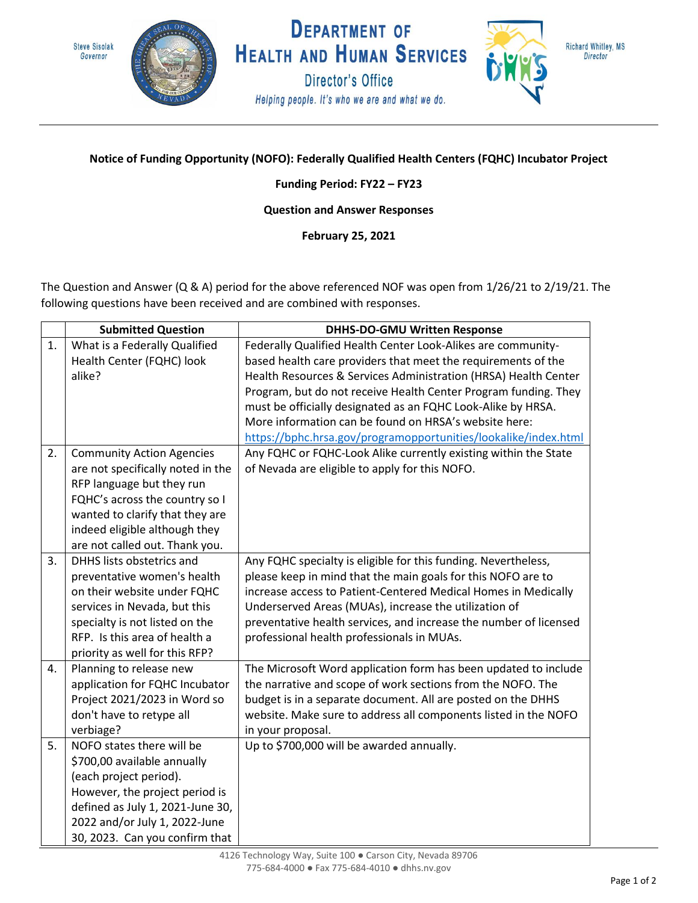Steve Sisolak
Governor

# Department of Health and Human Services

Director's Office

*Helping people. It's who we are and what we do.*

Richard Whitley, MS
Director

**Notice of Funding Opportunity (NOFO): Federally Qualified Health Centers (FQHC) Incubator Project**

**Funding Period: FY22 – FY23**

**Question and Answer Responses**

**February 25, 2021**

The Question and Answer (Q & A) period for the above referenced NOF was open from 1/26/21 to 2/19/21. The following questions have been received and are combined with responses.

| | Submitted Question | DHHS-DO-GMU Written Response |
|---|---|---|
| 1. | What is a Federally Qualified Health Center (FQHC) look alike? | Federally Qualified Health Center Look-Alikes are community-based health care providers that meet the requirements of the Health Resources & Services Administration (HRSA) Health Center Program, but do not receive Health Center Program funding. They must be officially designated as an FQHC Look-Alike by HRSA. More information can be found on HRSA's website here: https://bphc.hrsa.gov/programopportunities/lookalike/index.html |
| 2. | Community Action Agencies are not specifically noted in the RFP language but they run FQHC's across the country so I wanted to clarify that they are indeed eligible although they are not called out. Thank you. | Any FQHC or FQHC-Look Alike currently existing within the State of Nevada are eligible to apply for this NOFO. |
| 3. | DHHS lists obstetrics and preventative women's health on their website under FQHC services in Nevada, but this specialty is not listed on the RFP. Is this area of health a priority as well for this RFP? | Any FQHC specialty is eligible for this funding. Nevertheless, please keep in mind that the main goals for this NOFO are to increase access to Patient-Centered Medical Homes in Medically Underserved Areas (MUAs), increase the utilization of preventative health services, and increase the number of licensed professional health professionals in MUAs. |
| 4. | Planning to release new application for FQHC Incubator Project 2021/2023 in Word so don't have to retype all verbiage? | The Microsoft Word application form has been updated to include the narrative and scope of work sections from the NOFO. The budget is in a separate document. All are posted on the DHHS website. Make sure to address all components listed in the NOFO in your proposal. |
| 5. | NOFO states there will be $700,00 available annually (each project period). However, the project period is defined as July 1, 2021-June 30, 2022 and/or July 1, 2022-June 30, 2023. Can you confirm that | Up to $700,000 will be awarded annually. |

4126 Technology Way, Suite 100 ● Carson City, Nevada 89706
775-684-4000 ● Fax 775-684-4010 ● dhhs.nv.gov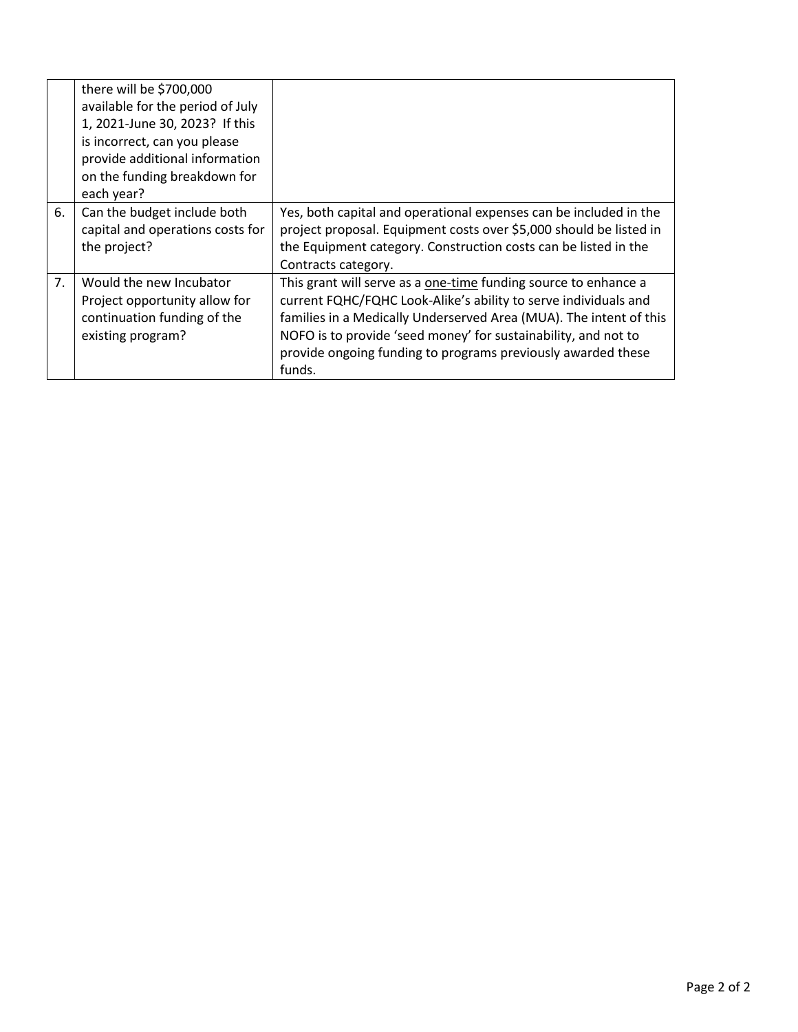| | | |
|---|---|---|
| | there will be $700,000 available for the period of July 1, 2021-June 30, 2023? If this is incorrect, can you please provide additional information on the funding breakdown for each year? | |
| 6. | Can the budget include both capital and operations costs for the project? | Yes, both capital and operational expenses can be included in the project proposal. Equipment costs over $5,000 should be listed in the Equipment category. Construction costs can be listed in the Contracts category. |
| 7. | Would the new Incubator Project opportunity allow for continuation funding of the existing program? | This grant will serve as a <u>one-time</u> funding source to enhance a current FQHC/FQHC Look-Alike's ability to serve individuals and families in a Medically Underserved Area (MUA). The intent of this NOFO is to provide 'seed money' for sustainability, and not to provide ongoing funding to programs previously awarded these funds. |